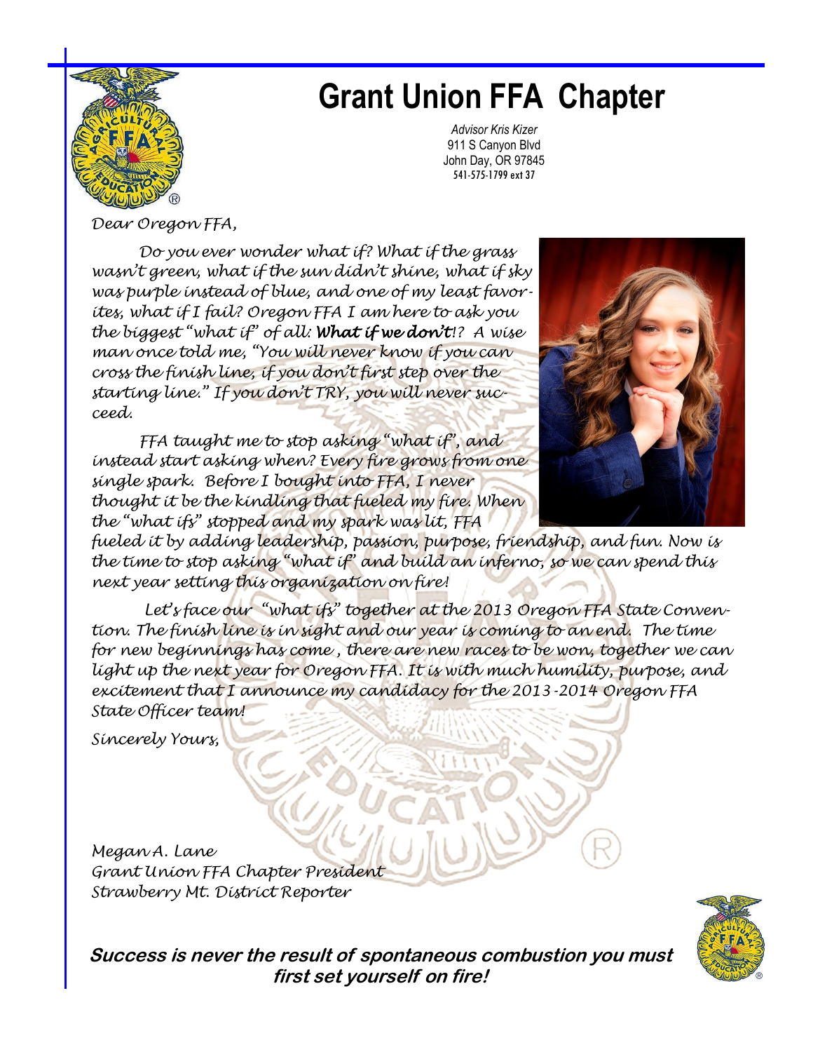# Grant Union FFA Chapter

*Advisor Kris Kizer*
911 S Canyon Blvd
John Day, OR 97845
541-575-1799 ext 37

Dear Oregon FFA,

Do you ever wonder what if? What if the grass wasn't green, what if the sun didn't shine, what if sky was purple instead of blue, and one of my least favorites, what if I fail? Oregon FFA I am here to ask you the biggest "what if" of all: ***What if we don't***!? A wise man once told me, "You will never know if you can cross the finish line, if you don't first step over the starting line." If you don't TRY, you will never succeed.

FFA taught me to stop asking "what if", and instead start asking when? Every fire grows from one single spark. Before I bought into FFA, I never thought it be the kindling that fueled my fire. When the "what ifs" stopped and my spark was lit, FFA fueled it by adding leadership, passion, purpose, friendship, and fun. Now is the time to stop asking "what if" and build an inferno, so we can spend this next year setting this organization on fire!

Let's face our "what ifs" together at the 2013 Oregon FFA State Convention. The finish line is in sight and our year is coming to an end. The time for new beginnings has come , there are new races to be won, together we can light up the next year for Oregon FFA. It is with much humility, purpose, and excitement that I announce my candidacy for the 2013-2014 Oregon FFA State Officer team!

Sincerely Yours,

Megan A. Lane
Grant Union FFA Chapter President
Strawberry Mt. District Reporter

**Success is never the result of spontaneous combustion you must first set yourself on fire!**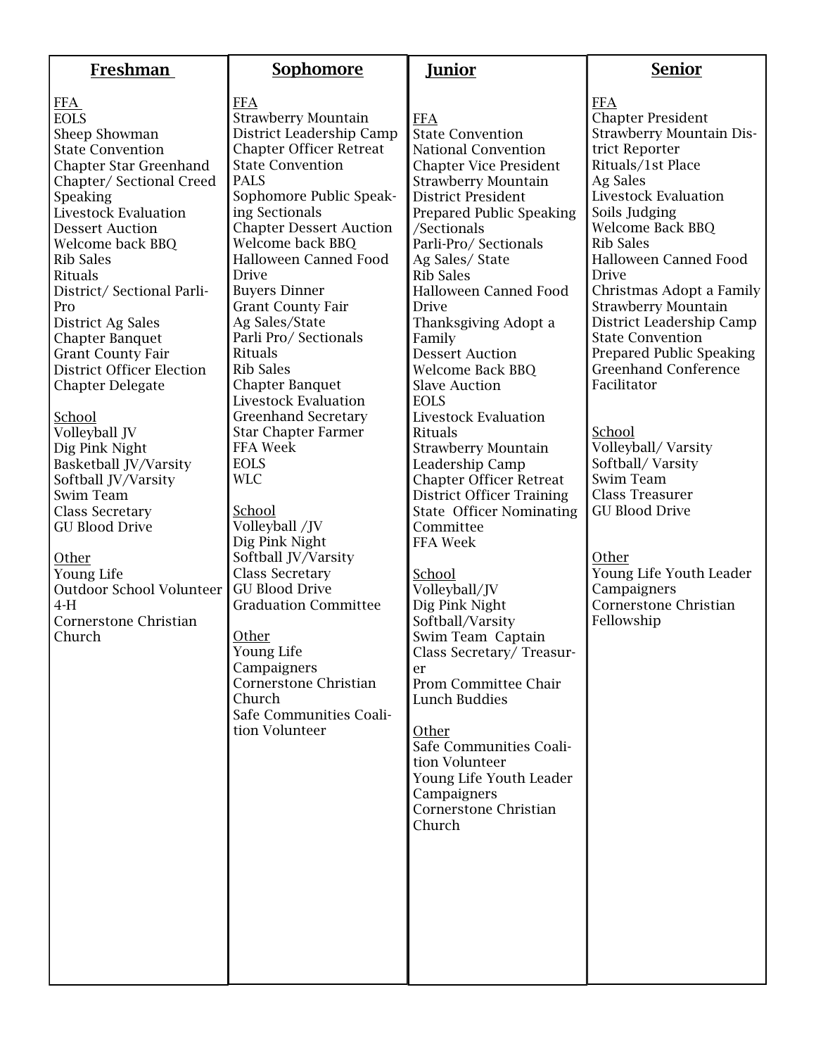## Freshman

FFA
EOLS
Sheep Showman
State Convention
Chapter Star Greenhand
Chapter/ Sectional Creed Speaking
Livestock Evaluation
Dessert Auction
Welcome back BBQ
Rib Sales
Rituals
District/ Sectional Parli-Pro
District Ag Sales
Chapter Banquet
Grant County Fair
District Officer Election
Chapter Delegate

School
Volleyball JV
Dig Pink Night
Basketball JV/Varsity
Softball JV/Varsity
Swim Team
Class Secretary
GU Blood Drive

Other
Young Life
Outdoor School Volunteer
4-H
Cornerstone Christian Church

## Sophomore

FFA
Strawberry Mountain District Leadership Camp
Chapter Officer Retreat
State Convention
PALS
Sophomore Public Speaking Sectionals
Chapter Dessert Auction
Welcome back BBQ
Halloween Canned Food Drive
Buyers Dinner
Grant County Fair
Ag Sales/State
Parli Pro/ Sectionals
Rituals
Rib Sales
Chapter Banquet
Livestock Evaluation
Greenhand Secretary
Star Chapter Farmer
FFA Week
EOLS
WLC

School
Volleyball /JV
Dig Pink Night
Softball JV/Varsity
Class Secretary
GU Blood Drive
Graduation Committee

Other
Young Life
Campaigners
Cornerstone Christian Church
Safe Communities Coalition Volunteer

## Junior

FFA
State Convention
National Convention
Chapter Vice President
Strawberry Mountain District President
Prepared Public Speaking /Sectionals
Parli-Pro/ Sectionals
Ag Sales/ State
Rib Sales
Halloween Canned Food Drive
Thanksgiving Adopt a Family
Dessert Auction
Welcome Back BBQ
Slave Auction
EOLS
Livestock Evaluation
Rituals
Strawberry Mountain Leadership Camp
Chapter Officer Retreat
District Officer Training
State Officer Nominating Committee
FFA Week

School
Volleyball/JV
Dig Pink Night
Softball/Varsity
Swim Team Captain
Class Secretary/ Treasurer
Prom Committee Chair
Lunch Buddies

Other
Safe Communities Coalition Volunteer
Young Life Youth Leader
Campaigners
Cornerstone Christian Church

## Senior

FFA
Chapter President
Strawberry Mountain District Reporter
Rituals/1st Place
Ag Sales
Livestock Evaluation
Soils Judging
Welcome Back BBQ
Rib Sales
Halloween Canned Food Drive
Christmas Adopt a Family
Strawberry Mountain District Leadership Camp
State Convention
Prepared Public Speaking
Greenhand Conference Facilitator

School
Volleyball/ Varsity
Softball/ Varsity
Swim Team
Class Treasurer
GU Blood Drive

Other
Young Life Youth Leader
Campaigners
Cornerstone Christian Fellowship